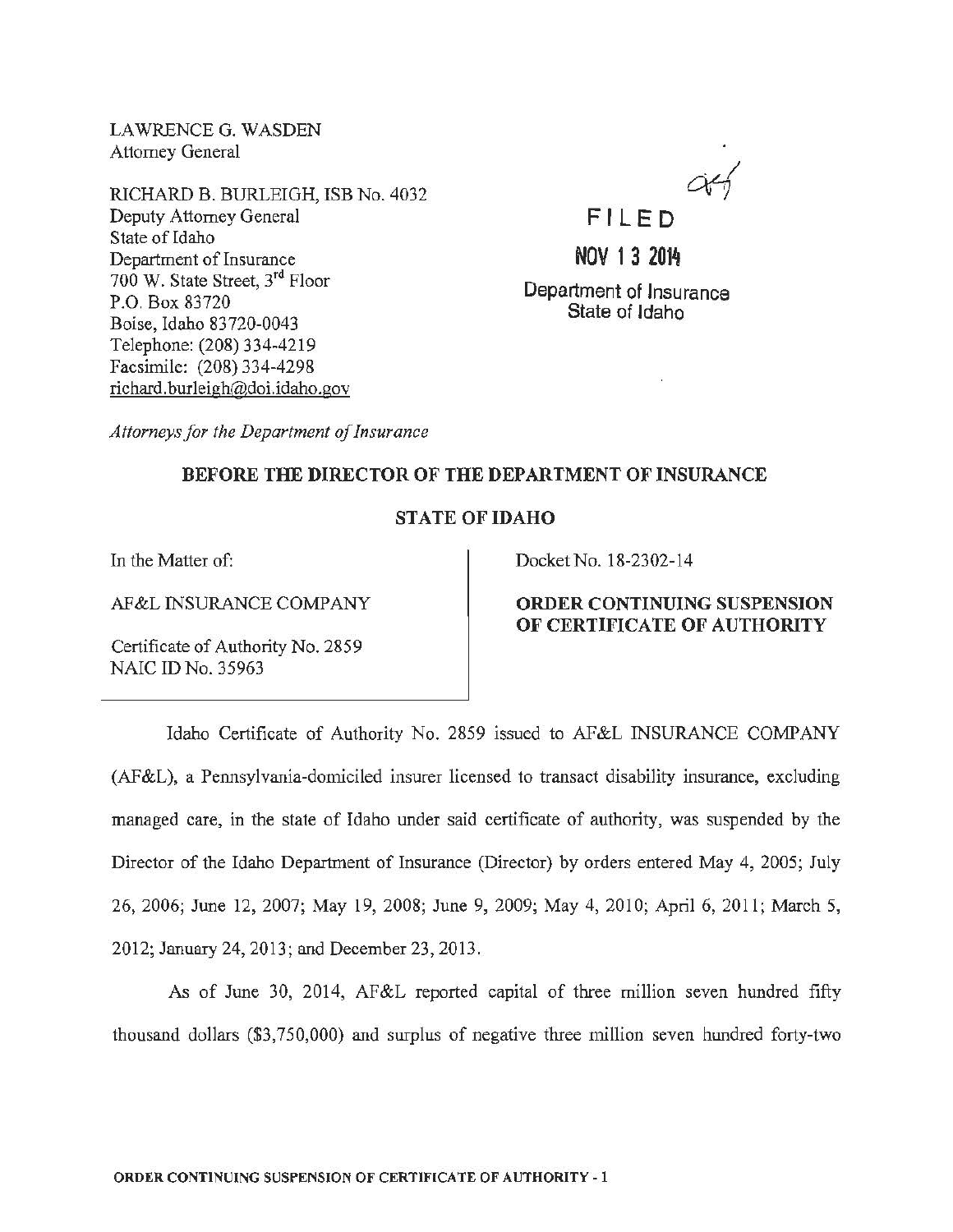LAWRENCE G. WASDEN
Attorney General

RICHARD B. BURLEIGH, ISB No. 4032
Deputy Attorney General
State of Idaho
Department of Insurance
700 W. State Street, 3rd Floor
P.O. Box 83720
Boise, Idaho 83720-0043
Telephone: (208) 334-4219
Facsimile: (208) 334-4298
richard.burleigh@doi.idaho.gov

*Attorneys for the Department of Insurance*

FILED
NOV 13 2014
Department of Insurance
State of Idaho

**BEFORE THE DIRECTOR OF THE DEPARTMENT OF INSURANCE**

**STATE OF IDAHO**

| | |
|---|---|
| In the Matter of:<br><br>AF&L INSURANCE COMPANY<br><br>Certificate of Authority No. 2859<br>NAIC ID No. 35963 | Docket No. 18-2302-14<br><br>**ORDER CONTINUING SUSPENSION OF CERTIFICATE OF AUTHORITY** |

Idaho Certificate of Authority No. 2859 issued to AF&L INSURANCE COMPANY (AF&L), a Pennsylvania-domiciled insurer licensed to transact disability insurance, excluding managed care, in the state of Idaho under said certificate of authority, was suspended by the Director of the Idaho Department of Insurance (Director) by orders entered May 4, 2005; July 26, 2006; June 12, 2007; May 19, 2008; June 9, 2009; May 4, 2010; April 6, 2011; March 5, 2012; January 24, 2013; and December 23, 2013.

As of June 30, 2014, AF&L reported capital of three million seven hundred fifty thousand dollars ($3,750,000) and surplus of negative three million seven hundred forty-two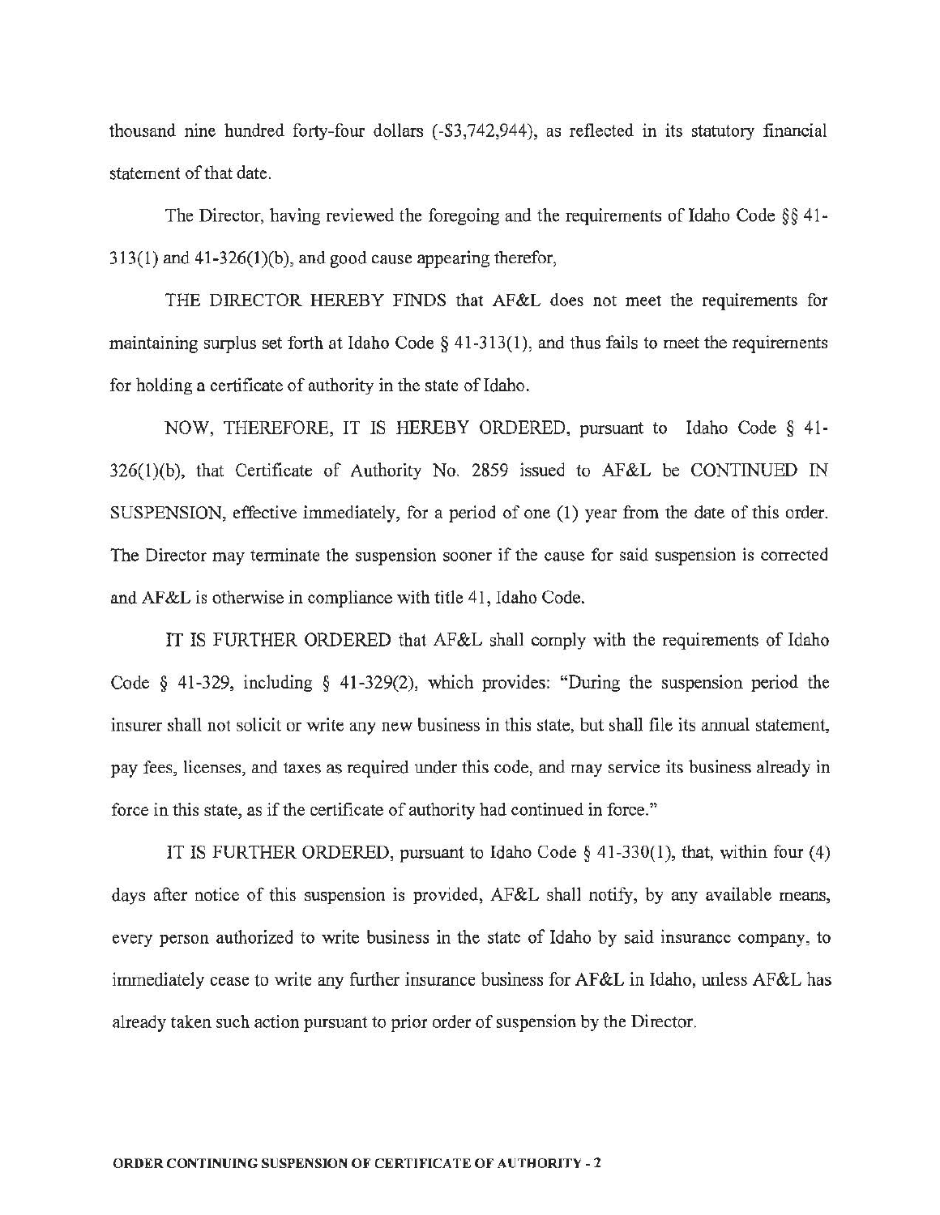thousand nine hundred forty-four dollars (-$3,742,944), as reflected in its statutory financial statement of that date.

The Director, having reviewed the foregoing and the requirements of Idaho Code §§ 41-313(1) and 41-326(1)(b), and good cause appearing therefor,

THE DIRECTOR HEREBY FINDS that AF&L does not meet the requirements for maintaining surplus set forth at Idaho Code § 41-313(1), and thus fails to meet the requirements for holding a certificate of authority in the state of Idaho.

NOW, THEREFORE, IT IS HEREBY ORDERED, pursuant to Idaho Code § 41-326(1)(b), that Certificate of Authority No. 2859 issued to AF&L be CONTINUED IN SUSPENSION, effective immediately, for a period of one (1) year from the date of this order. The Director may terminate the suspension sooner if the cause for said suspension is corrected and AF&L is otherwise in compliance with title 41, Idaho Code.

IT IS FURTHER ORDERED that AF&L shall comply with the requirements of Idaho Code § 41-329, including § 41-329(2), which provides: "During the suspension period the insurer shall not solicit or write any new business in this state, but shall file its annual statement, pay fees, licenses, and taxes as required under this code, and may service its business already in force in this state, as if the certificate of authority had continued in force."

IT IS FURTHER ORDERED, pursuant to Idaho Code § 41-330(1), that, within four (4) days after notice of this suspension is provided, AF&L shall notify, by any available means, every person authorized to write business in the state of Idaho by said insurance company, to immediately cease to write any further insurance business for AF&L in Idaho, unless AF&L has already taken such action pursuant to prior order of suspension by the Director.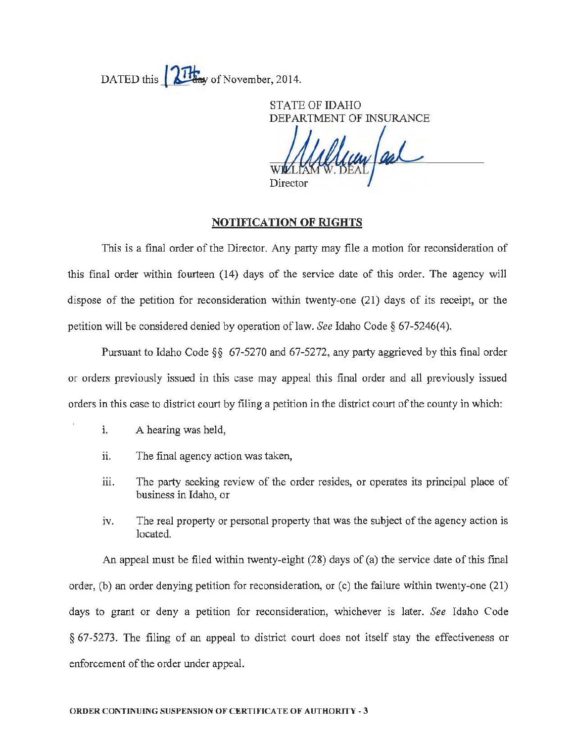DATED this 12TH day of November, 2014.

STATE OF IDAHO
DEPARTMENT OF INSURANCE

WILLIAM W. DEAL
Director

**NOTIFICATION OF RIGHTS**

This is a final order of the Director. Any party may file a motion for reconsideration of this final order within fourteen (14) days of the service date of this order. The agency will dispose of the petition for reconsideration within twenty-one (21) days of its receipt, or the petition will be considered denied by operation of law. *See* Idaho Code § 67-5246(4).

Pursuant to Idaho Code §§ 67-5270 and 67-5272, any party aggrieved by this final order or orders previously issued in this case may appeal this final order and all previously issued orders in this case to district court by filing a petition in the district court of the county in which:

- i. A hearing was held,
- ii. The final agency action was taken,
- iii. The party seeking review of the order resides, or operates its principal place of business in Idaho, or
- iv. The real property or personal property that was the subject of the agency action is located.

An appeal must be filed within twenty-eight (28) days of (a) the service date of this final order, (b) an order denying petition for reconsideration, or (c) the failure within twenty-one (21) days to grant or deny a petition for reconsideration, whichever is later. *See* Idaho Code § 67-5273. The filing of an appeal to district court does not itself stay the effectiveness or enforcement of the order under appeal.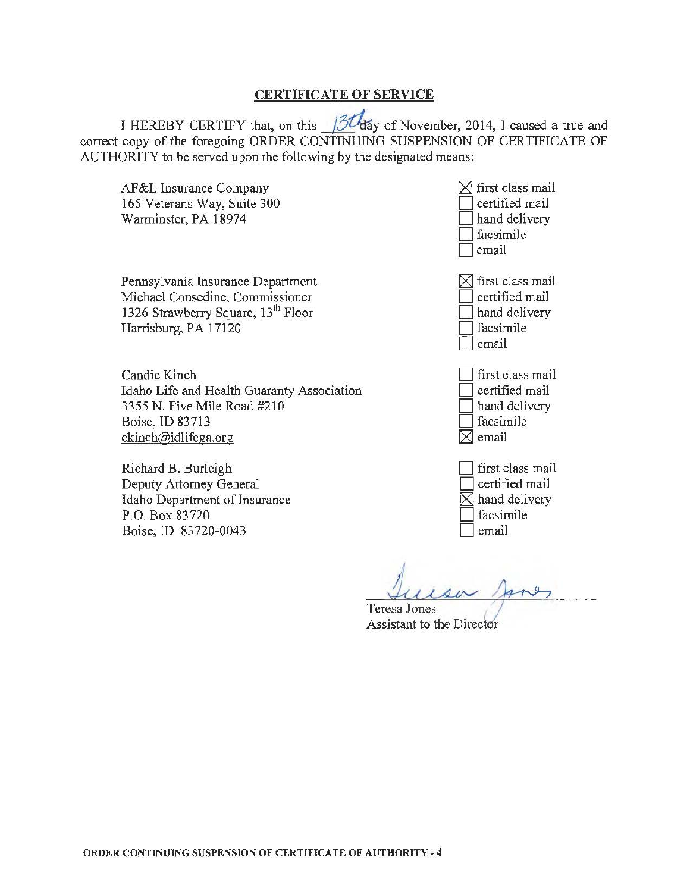## CERTIFICATE OF SERVICE

I HEREBY CERTIFY that, on this 13th day of November, 2014, I caused a true and correct copy of the foregoing ORDER CONTINUING SUSPENSION OF CERTIFICATE OF AUTHORITY to be served upon the following by the designated means:

| | |
|---|---|
| AF&L Insurance Company<br>165 Veterans Way, Suite 300<br>Warminster, PA 18974 | ☒ first class mail<br>☐ certified mail<br>☐ hand delivery<br>☐ facsimile<br>☐ email |
| Pennsylvania Insurance Department<br>Michael Consedine, Commissioner<br>1326 Strawberry Square, 13th Floor<br>Harrisburg, PA 17120 | ☒ first class mail<br>☐ certified mail<br>☐ hand delivery<br>☐ facsimile<br>☐ email |
| Candie Kinch<br>Idaho Life and Health Guaranty Association<br>3355 N. Five Mile Road #210<br>Boise, ID 83713<br>ckinch@idlifega.org | ☐ first class mail<br>☐ certified mail<br>☐ hand delivery<br>☐ facsimile<br>☒ email |
| Richard B. Burleigh<br>Deputy Attorney General<br>Idaho Department of Insurance<br>P.O. Box 83720<br>Boise, ID 83720-0043 | ☐ first class mail<br>☐ certified mail<br>☒ hand delivery<br>☐ facsimile<br>☐ email |

Teresa Jones
Teresa Jones
Assistant to the Director